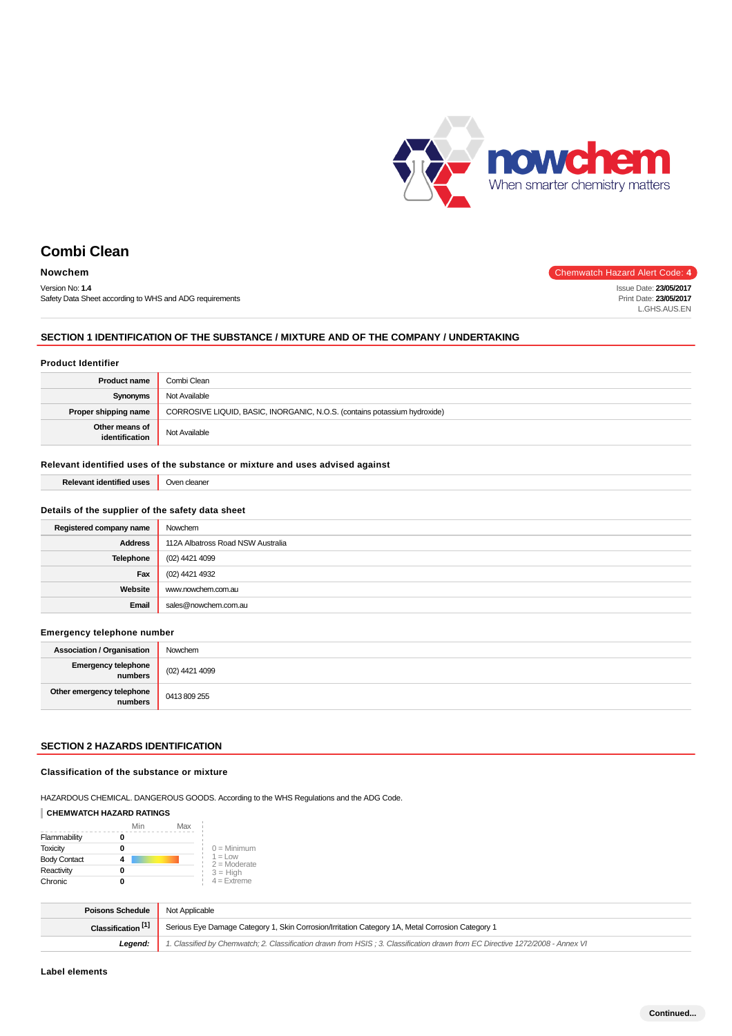# Combi Clean

**Nowchem**

Version No: **1.4**
Safety Data Sheet according to WHS and ADG requirements

Chemwatch Hazard Alert Code: **4**

Issue Date: **23/05/2017**
Print Date: **23/05/2017**
L.GHS.AUS.EN

## SECTION 1 IDENTIFICATION OF THE SUBSTANCE / MIXTURE AND OF THE COMPANY / UNDERTAKING

### Product Identifier

| | |
|---|---|
| **Product name** | Combi Clean |
| **Synonyms** | Not Available |
| **Proper shipping name** | CORROSIVE LIQUID, BASIC, INORGANIC, N.O.S. (contains potassium hydroxide) |
| **Other means of identification** | Not Available |

### Relevant identified uses of the substance or mixture and uses advised against

| | |
|---|---|
| **Relevant identified uses** | Oven cleaner |

### Details of the supplier of the safety data sheet

| | |
|---|---|
| **Registered company name** | Nowchem |
| **Address** | 112A Albatross Road NSW Australia |
| **Telephone** | (02) 4421 4099 |
| **Fax** | (02) 4421 4932 |
| **Website** | www.nowchem.com.au |
| **Email** | sales@nowchem.com.au |

### Emergency telephone number

| | |
|---|---|
| **Association / Organisation** | Nowchem |
| **Emergency telephone numbers** | (02) 4421 4099 |
| **Other emergency telephone numbers** | 0413 809 255 |

## SECTION 2 HAZARDS IDENTIFICATION

### Classification of the substance or mixture

HAZARDOUS CHEMICAL. DANGEROUS GOODS. According to the WHS Regulations and the ADG Code.

**CHEMWATCH HAZARD RATINGS**

| | | Min – Max |
|---|---|---|
| Flammability | 0 | |
| Toxicity | 0 | |
| Body Contact | 4 | |
| Reactivity | 0 | |
| Chronic | 0 | |

0 = Minimum
1 = Low
2 = Moderate
3 = High
4 = Extreme

| | |
|---|---|
| **Poisons Schedule** | Not Applicable |
| **Classification [1]** | Serious Eye Damage Category 1, Skin Corrosion/Irritation Category 1A, Metal Corrosion Category 1 |
| ***Legend:*** | *1. Classified by Chemwatch; 2. Classification drawn from HSIS ; 3. Classification drawn from EC Directive 1272/2008 - Annex VI* |

### Label elements

Continued...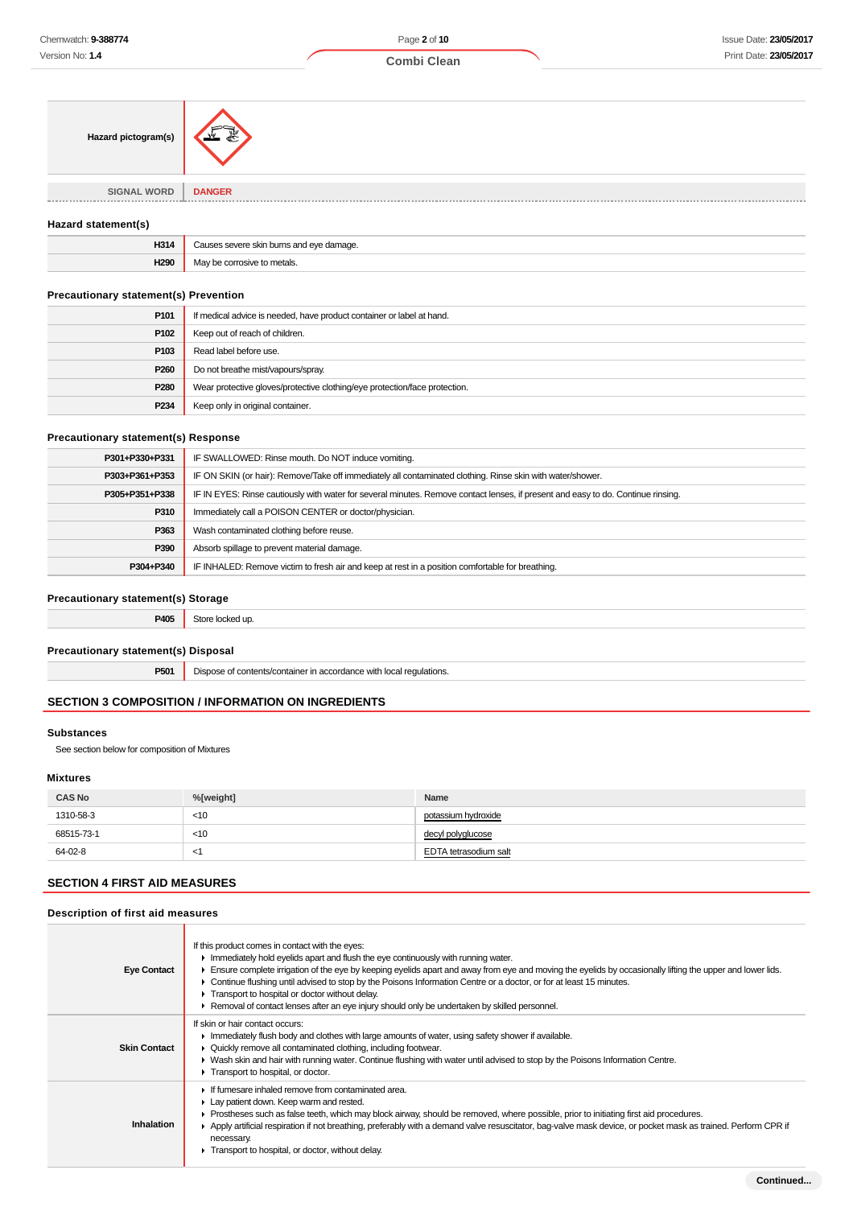| | |
|---|---|
| **Hazard pictogram(s)** | |
| **SIGNAL WORD** | **DANGER** |

### Hazard statement(s)

| | |
|---|---|
| **H314** | Causes severe skin burns and eye damage. |
| **H290** | May be corrosive to metals. |

### Precautionary statement(s) Prevention

| | |
|---|---|
| **P101** | If medical advice is needed, have product container or label at hand. |
| **P102** | Keep out of reach of children. |
| **P103** | Read label before use. |
| **P260** | Do not breathe mist/vapours/spray. |
| **P280** | Wear protective gloves/protective clothing/eye protection/face protection. |
| **P234** | Keep only in original container. |

### Precautionary statement(s) Response

| | |
|---|---|
| **P301+P330+P331** | IF SWALLOWED: Rinse mouth. Do NOT induce vomiting. |
| **P303+P361+P353** | IF ON SKIN (or hair): Remove/Take off immediately all contaminated clothing. Rinse skin with water/shower. |
| **P305+P351+P338** | IF IN EYES: Rinse cautiously with water for several minutes. Remove contact lenses, if present and easy to do. Continue rinsing. |
| **P310** | Immediately call a POISON CENTER or doctor/physician. |
| **P363** | Wash contaminated clothing before reuse. |
| **P390** | Absorb spillage to prevent material damage. |
| **P304+P340** | IF INHALED: Remove victim to fresh air and keep at rest in a position comfortable for breathing. |

### Precautionary statement(s) Storage

| | |
|---|---|
| **P405** | Store locked up. |

### Precautionary statement(s) Disposal

| | |
|---|---|
| **P501** | Dispose of contents/container in accordance with local regulations. |

## SECTION 3 COMPOSITION / INFORMATION ON INGREDIENTS

### Substances

See section below for composition of Mixtures

### Mixtures

| CAS No | %[weight] | Name |
|---|---|---|
| 1310-58-3 | <10 | potassium hydroxide |
| 68515-73-1 | <10 | decyl polyglucose |
| 64-02-8 | <1 | EDTA tetrasodium salt |

## SECTION 4 FIRST AID MEASURES

### Description of first aid measures

| | |
|---|---|
| **Eye Contact** | If this product comes in contact with the eyes:<br>▶ Immediately hold eyelids apart and flush the eye continuously with running water.<br>▶ Ensure complete irrigation of the eye by keeping eyelids apart and away from eye and moving the eyelids by occasionally lifting the upper and lower lids.<br>▶ Continue flushing until advised to stop by the Poisons Information Centre or a doctor, or for at least 15 minutes.<br>▶ Transport to hospital or doctor without delay.<br>▶ Removal of contact lenses after an eye injury should only be undertaken by skilled personnel. |
| **Skin Contact** | If skin or hair contact occurs:<br>▶ Immediately flush body and clothes with large amounts of water, using safety shower if available.<br>▶ Quickly remove all contaminated clothing, including footwear.<br>▶ Wash skin and hair with running water. Continue flushing with water until advised to stop by the Poisons Information Centre.<br>▶ Transport to hospital, or doctor. |
| **Inhalation** | ▶ If fumes are inhaled remove from contaminated area.<br>▶ Lay patient down. Keep warm and rested.<br>▶ Prostheses such as false teeth, which may block airway, should be removed, where possible, prior to initiating first aid procedures.<br>▶ Apply artificial respiration if not breathing, preferably with a demand valve resuscitator, bag-valve mask device, or pocket mask as trained. Perform CPR if necessary.<br>▶ Transport to hospital, or doctor, without delay. |

Continued...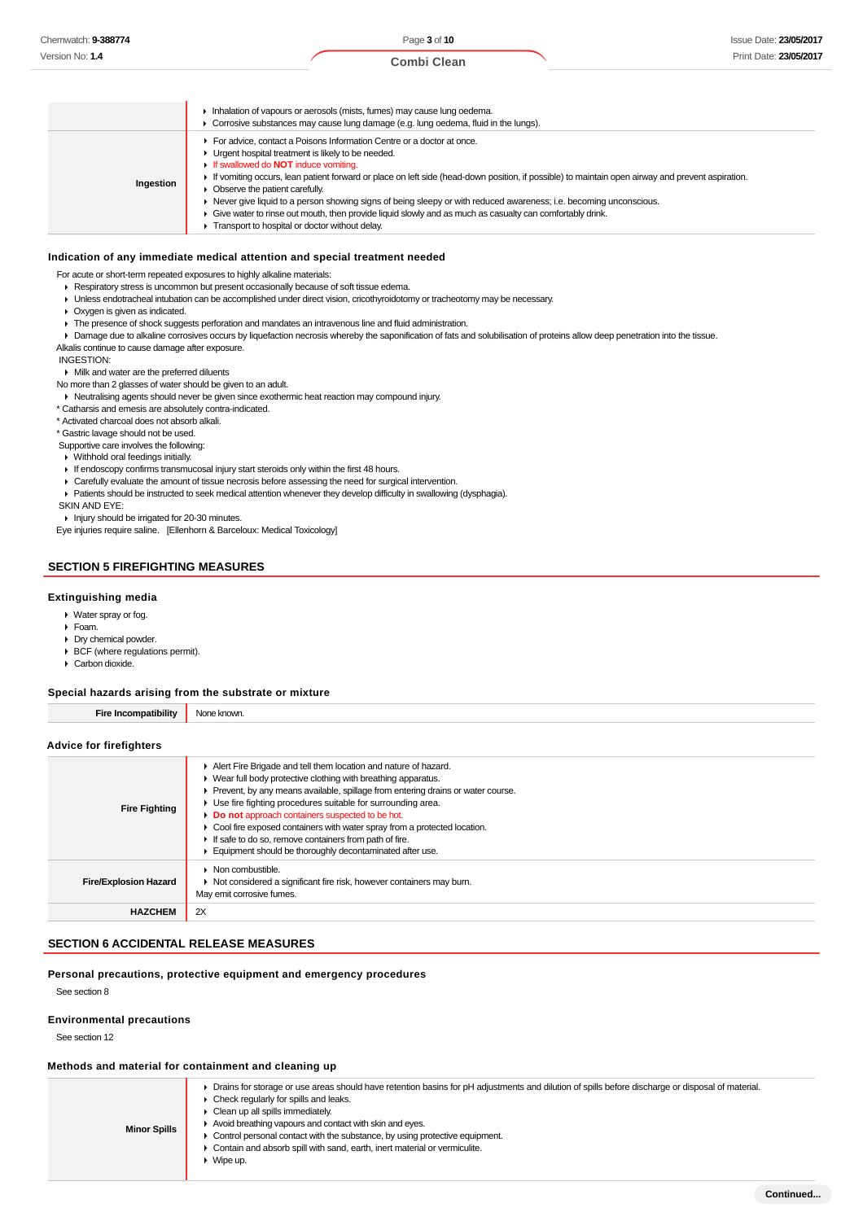|  |  |
|---|---|
|  | Inhalation of vapours or aerosols (mists, fumes) may cause lung oedema.<br>Corrosive substances may cause lung damage (e.g. lung oedema, fluid in the lungs). |
| **Ingestion** | For advice, contact a Poisons Information Centre or a doctor at once.<br>Urgent hospital treatment is likely to be needed.<br>If swallowed do **NOT** induce vomiting.<br>If vomiting occurs, lean patient forward or place on left side (head-down position, if possible) to maintain open airway and prevent aspiration.<br>Observe the patient carefully.<br>Never give liquid to a person showing signs of being sleepy or with reduced awareness; i.e. becoming unconscious.<br>Give water to rinse out mouth, then provide liquid slowly and as much as casualty can comfortably drink.<br>Transport to hospital or doctor without delay. |

### Indication of any immediate medical attention and special treatment needed

For acute or short-term repeated exposures to highly alkaline materials:

- Respiratory stress is uncommon but present occasionally because of soft tissue edema.
- Unless endotracheal intubation can be accomplished under direct vision, cricothyroidotomy or tracheotomy may be necessary.
- Oxygen is given as indicated.
- The presence of shock suggests perforation and mandates an intravenous line and fluid administration.
- Damage due to alkaline corrosives occurs by liquefaction necrosis whereby the saponification of fats and solubilisation of proteins allow deep penetration into the tissue.

Alkalis continue to cause damage after exposure.

INGESTION:

- Milk and water are the preferred diluents

No more than 2 glasses of water should be given to an adult.

- Neutralising agents should never be given since exothermic heat reaction may compound injury.

* Catharsis and emesis are absolutely contra-indicated.
* Activated charcoal does not absorb alkali.
* Gastric lavage should not be used.

Supportive care involves the following:

- Withhold oral feedings initially.
- If endoscopy confirms transmucosal injury start steroids only within the first 48 hours.
- Carefully evaluate the amount of tissue necrosis before assessing the need for surgical intervention.
- Patients should be instructed to seek medical attention whenever they develop difficulty in swallowing (dysphagia).

SKIN AND EYE:

- Injury should be irrigated for 20-30 minutes.

Eye injuries require saline. [Ellenhorn & Barceloux: Medical Toxicology]

## SECTION 5 FIREFIGHTING MEASURES

### Extinguishing media

- Water spray or fog.
- Foam.
- Dry chemical powder.
- BCF (where regulations permit).
- Carbon dioxide.

### Special hazards arising from the substrate or mixture

|  |  |
|---|---|
| **Fire Incompatibility** | None known. |

### Advice for firefighters

|  |  |
|---|---|
| **Fire Fighting** | Alert Fire Brigade and tell them location and nature of hazard.<br>Wear full body protective clothing with breathing apparatus.<br>Prevent, by any means available, spillage from entering drains or water course.<br>Use fire fighting procedures suitable for surrounding area.<br>**Do not** approach containers suspected to be hot.<br>Cool fire exposed containers with water spray from a protected location.<br>If safe to do so, remove containers from path of fire.<br>Equipment should be thoroughly decontaminated after use. |
| **Fire/Explosion Hazard** | Non combustible.<br>Not considered a significant fire risk, however containers may burn.<br>May emit corrosive fumes. |
| **HAZCHEM** | 2X |

## SECTION 6 ACCIDENTAL RELEASE MEASURES

### Personal precautions, protective equipment and emergency procedures

See section 8

### Environmental precautions

See section 12

### Methods and material for containment and cleaning up

|  |  |
|---|---|
| **Minor Spills** | Drains for storage or use areas should have retention basins for pH adjustments and dilution of spills before discharge or disposal of material.<br>Check regularly for spills and leaks.<br>Clean up all spills immediately.<br>Avoid breathing vapours and contact with skin and eyes.<br>Control personal contact with the substance, by using protective equipment.<br>Contain and absorb spill with sand, earth, inert material or vermiculite.<br>Wipe up. |

Continued...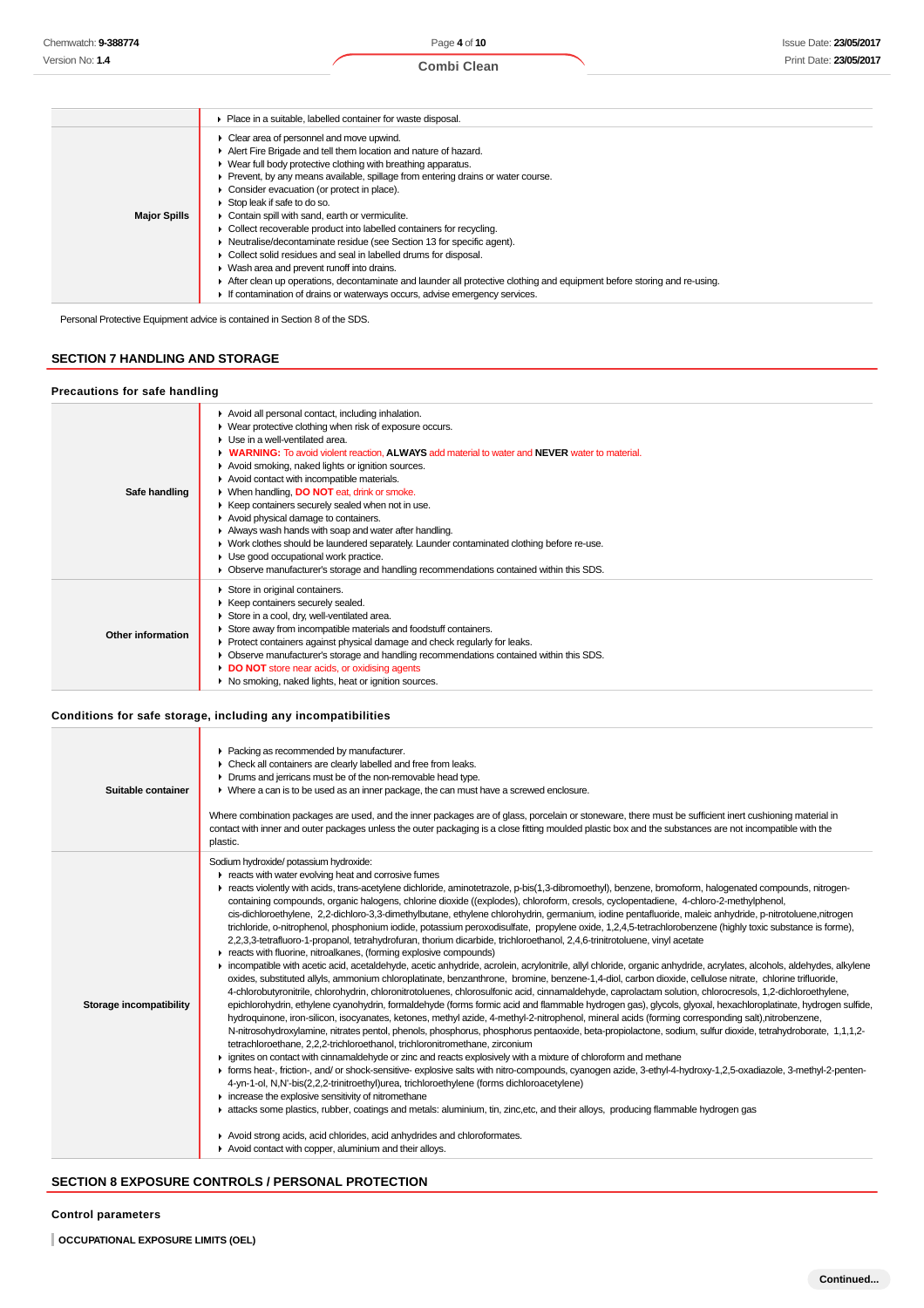| | |
|---|---|
| | ▸ Place in a suitable, labelled container for waste disposal. |
| **Major Spills** | ▸ Clear area of personnel and move upwind.<br>▸ Alert Fire Brigade and tell them location and nature of hazard.<br>▸ Wear full body protective clothing with breathing apparatus.<br>▸ Prevent, by any means available, spillage from entering drains or water course.<br>▸ Consider evacuation (or protect in place).<br>▸ Stop leak if safe to do so.<br>▸ Contain spill with sand, earth or vermiculite.<br>▸ Collect recoverable product into labelled containers for recycling.<br>▸ Neutralise/decontaminate residue (see Section 13 for specific agent).<br>▸ Collect solid residues and seal in labelled drums for disposal.<br>▸ Wash area and prevent runoff into drains.<br>▸ After clean up operations, decontaminate and launder all protective clothing and equipment before storing and re-using.<br>▸ If contamination of drains or waterways occurs, advise emergency services. |

Personal Protective Equipment advice is contained in Section 8 of the SDS.

## SECTION 7 HANDLING AND STORAGE

### Precautions for safe handling

| | |
|---|---|
| **Safe handling** | ▸ Avoid all personal contact, including inhalation.<br>▸ Wear protective clothing when risk of exposure occurs.<br>▸ Use in a well-ventilated area.<br>▸ **WARNING:** To avoid violent reaction, **ALWAYS** add material to water and **NEVER** water to material.<br>▸ Avoid smoking, naked lights or ignition sources.<br>▸ Avoid contact with incompatible materials.<br>▸ When handling, **DO NOT** eat, drink or smoke.<br>▸ Keep containers securely sealed when not in use.<br>▸ Avoid physical damage to containers.<br>▸ Always wash hands with soap and water after handling.<br>▸ Work clothes should be laundered separately. Launder contaminated clothing before re-use.<br>▸ Use good occupational work practice.<br>▸ Observe manufacturer's storage and handling recommendations contained within this SDS. |
| **Other information** | ▸ Store in original containers.<br>▸ Keep containers securely sealed.<br>▸ Store in a cool, dry, well-ventilated area.<br>▸ Store away from incompatible materials and foodstuff containers.<br>▸ Protect containers against physical damage and check regularly for leaks.<br>▸ Observe manufacturer's storage and handling recommendations contained within this SDS.<br>▸ **DO NOT** store near acids, or oxidising agents<br>▸ No smoking, naked lights, heat or ignition sources. |

### Conditions for safe storage, including any incompatibilities

| | |
|---|---|
| **Suitable container** | ▸ Packing as recommended by manufacturer.<br>▸ Check all containers are clearly labelled and free from leaks.<br>▸ Drums and jerricans must be of the non-removable head type.<br>▸ Where a can is to be used as an inner package, the can must have a screwed enclosure.<br><br>Where combination packages are used, and the inner packages are of glass, porcelain or stoneware, there must be sufficient inert cushioning material in contact with inner and outer packages unless the outer packaging is a close fitting moulded plastic box and the substances are not incompatible with the plastic. |
| **Storage incompatibility** | Sodium hydroxide/ potassium hydroxide:<br>▸ reacts with water evolving heat and corrosive fumes<br>▸ reacts violently with acids, trans-acetylene dichloride, aminotetrazole, p-bis(1,3-dibromoethyl), benzene, bromoform, halogenated compounds, nitrogen-containing compounds, organic halogens, chlorine dioxide ((explodes), chloroform, cresols, cyclopentadiene, 4-chloro-2-methylphenol, cis-dichloroethylene, 2,2-dichloro-3,3-dimethylbutane, ethylene chlorohydrin, germanium, iodine pentafluoride, maleic anhydride, p-nitrotoluene,nitrogen trichloride, o-nitrophenol, phosphonium iodide, potassium peroxodisulfate, propylene oxide, 1,2,4,5-tetrachlorobenzene (highly toxic substance is forme), 2,2,3,3-tetrafluoro-1-propanol, tetrahydrofuran, thorium dicarbide, trichloroethanol, 2,4,6-trinitrotoluene, vinyl acetate<br>▸ reacts with fluorine, nitroalkanes, (forming explosive compounds)<br>▸ incompatible with acetic acid, acetaldehyde, acetic anhydride, acrolein, acrylonitrile, allyl chloride, organic anhydrides, acrylates, alcohols, aldehydes, alkylene oxides, substituted allyls, ammonium chloroplatinate, benzanthrone, bromine, benzene-1,4-diol, carbon dioxide, cellulose nitrate, chlorine trifluoride, 4-chlorobutyronitrile, chlorohydrin, chloronitrotoluenes, chlorosulfonic acid, cinnamaldehyde, caprolactam solution, chlorocresols, 1,2-dichloroethylene, epichlorohydrin, ethylene cyanohydrin, formaldehyde (forms formic acid and flammable hydrogen gas), glycols, glyoxal, hexachloroplatinate, hydrogen sulfide, hydroquinone, iron-silicon, isocyanates, ketones, methyl azide, 4-methyl-2-nitrophenol, mineral acids (forming corresponding salt),nitrobenzene, N-nitrosohydroxylamine, nitrates pentol, phenols, phosphorus, phosphorus pentaoxide, beta-propiolactone, sodium, sulfur dioxide, tetrahydroborate, 1,1,1,2-tetrachloroethane, 2,2,2-trichloroethanol, trichloronitromethane, zirconium<br>▸ ignites on contact with cinnamaldehyde or zinc and reacts explosively with a mixture of chloroform and methane<br>▸ forms heat-, friction-, and/ or shock-sensitive- explosive salts with nitro-compounds, cyanogen azide, 3-ethyl-4-hydroxy-1,2,5-oxadiazole, 3-methyl-2-penten-4-yn-1-ol, N,N'-bis(2,2,2-trinitroethyl)urea, trichloroethylene (forms dichloroacetylene)<br>▸ increase the explosive sensitivity of nitromethane<br>▸ attacks some plastics, rubber, coatings and metals: aluminium, tin, zinc,etc, and their alloys, producing flammable hydrogen gas<br><br>▸ Avoid strong acids, acid chlorides, acid anhydrides and chloroformates.<br>▸ Avoid contact with copper, aluminium and their alloys. |

## SECTION 8 EXPOSURE CONTROLS / PERSONAL PROTECTION

### Control parameters

**OCCUPATIONAL EXPOSURE LIMITS (OEL)**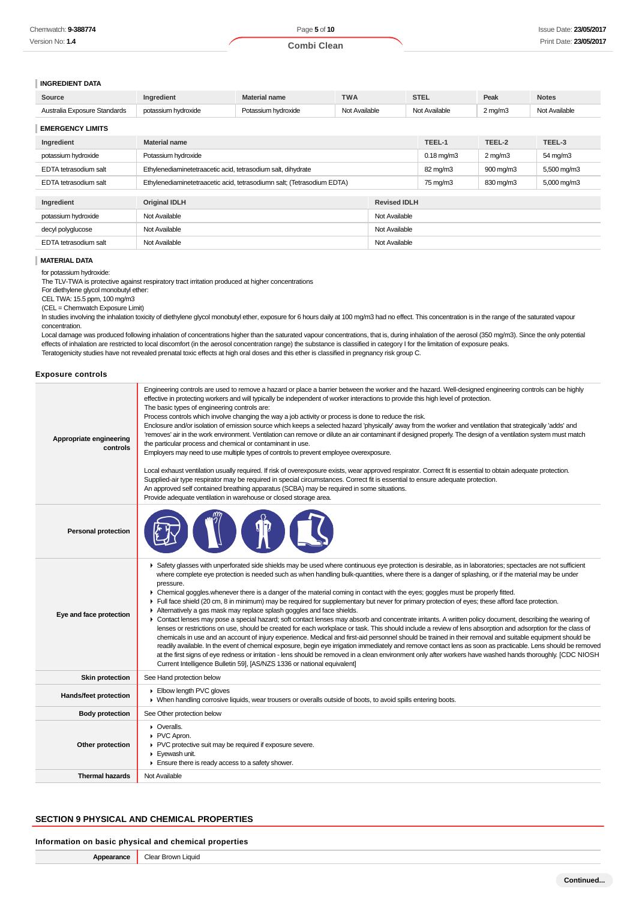### INGREDIENT DATA

| Source | Ingredient | Material name | TWA | STEL | Peak | Notes |
|---|---|---|---|---|---|---|
| Australia Exposure Standards | potassium hydroxide | Potassium hydroxide | Not Available | Not Available | 2 mg/m3 | Not Available |

### EMERGENCY LIMITS

| Ingredient | Material name | TEEL-1 | TEEL-2 | TEEL-3 |
|---|---|---|---|---|
| potassium hydroxide | Potassium hydroxide | 0.18 mg/m3 | 2 mg/m3 | 54 mg/m3 |
| EDTA tetrasodium salt | Ethylenediaminetetraacetic acid, tetrasodium salt, dihydrate | 82 mg/m3 | 900 mg/m3 | 5,500 mg/m3 |
| EDTA tetrasodium salt | Ethylenediaminetetraacetic acid, tetrasodiumn salt; (Tetrasodium EDTA) | 75 mg/m3 | 830 mg/m3 | 5,000 mg/m3 |

| Ingredient | Original IDLH | Revised IDLH |
|---|---|---|
| potassium hydroxide | Not Available | Not Available |
| decyl polyglucose | Not Available | Not Available |
| EDTA tetrasodium salt | Not Available | Not Available |

### MATERIAL DATA

for potassium hydroxide:
The TLV-TWA is protective against respiratory tract irritation produced at higher concentrations
For diethylene glycol monobutyl ether:
CEL TWA: 15.5 ppm, 100 mg/m3
(CEL = Chemwatch Exposure Limit)
In studies involving the inhalation toxicity of diethylene glycol monobutyl ether, exposure for 6 hours daily at 100 mg/m3 had no effect. This concentration is in the range of the saturated vapour concentration.
Local damage was produced following inhalation of concentrations higher than the saturated vapour concentrations, that is, during inhalation of the aerosol (350 mg/m3). Since the only potential effects of inhalation are restricted to local discomfort (in the aerosol concentration range) the substance is classified in category I for the limitation of exposure peaks.
Teratogenicity studies have not revealed prenatal toxic effects at high oral doses and this ether is classified in pregnancy risk group C.

### Exposure controls

| | |
|---|---|
| **Appropriate engineering controls** | Engineering controls are used to remove a hazard or place a barrier between the worker and the hazard. Well-designed engineering controls can be highly effective in protecting workers and will typically be independent of worker interactions to provide this high level of protection.<br>The basic types of engineering controls are:<br>Process controls which involve changing the way a job activity or process is done to reduce the risk.<br>Enclosure and/or isolation of emission source which keeps a selected hazard 'physically' away from the worker and ventilation that strategically 'adds' and 'removes' air in the work environment. Ventilation can remove or dilute an air contaminant if designed properly. The design of a ventilation system must match the particular process and chemical or contaminant in use.<br>Employers may need to use multiple types of controls to prevent employee overexposure.<br><br>Local exhaust ventilation usually required. If risk of overexposure exists, wear approved respirator. Correct fit is essential to obtain adequate protection.<br>Supplied-air type respirator may be required in special circumstances. Correct fit is essential to ensure adequate protection.<br>An approved self contained breathing apparatus (SCBA) may be required in some situations.<br>Provide adequate ventilation in warehouse or closed storage area. |
| **Personal protection** | |
| **Eye and face protection** | ▸ Safety glasses with unperforated side shields may be used where continuous eye protection is desirable, as in laboratories; spectacles are not sufficient where complete eye protection is needed such as when handling bulk-quantities, where there is a danger of splashing, or if the material may be under pressure.<br>▸ Chemical goggles.whenever there is a danger of the material coming in contact with the eyes; goggles must be properly fitted.<br>▸ Full face shield (20 cm, 8 in minimum) may be required for supplementary but never for primary protection of eyes; these afford face protection.<br>▸ Alternatively a gas mask may replace splash goggles and face shields.<br>▸ Contact lenses may pose a special hazard; soft contact lenses may absorb and concentrate irritants. A written policy document, describing the wearing of lenses or restrictions on use, should be created for each workplace or task. This should include a review of lens absorption and adsorption for the class of chemicals in use and an account of injury experience. Medical and first-aid personnel should be trained in their removal and suitable equipment should be readily available. In the event of chemical exposure, begin eye irrigation immediately and remove contact lens as soon as practicable. Lens should be removed at the first signs of eye redness or irritation - lens should be removed in a clean environment only after workers have washed hands thoroughly. [CDC NIOSH Current Intelligence Bulletin 59], [AS/NZS 1336 or national equivalent] |
| **Skin protection** | See Hand protection below |
| **Hands/feet protection** | ▸ Elbow length PVC gloves<br>▸ When handling corrosive liquids, wear trousers or overalls outside of boots, to avoid spills entering boots. |
| **Body protection** | See Other protection below |
| **Other protection** | ▸ Overalls.<br>▸ PVC Apron.<br>▸ PVC protective suit may be required if exposure severe.<br>▸ Eyewash unit.<br>▸ Ensure there is ready access to a safety shower. |
| **Thermal hazards** | Not Available |

## SECTION 9 PHYSICAL AND CHEMICAL PROPERTIES

### Information on basic physical and chemical properties

| | |
|---|---|
| **Appearance** | Clear Brown Liquid |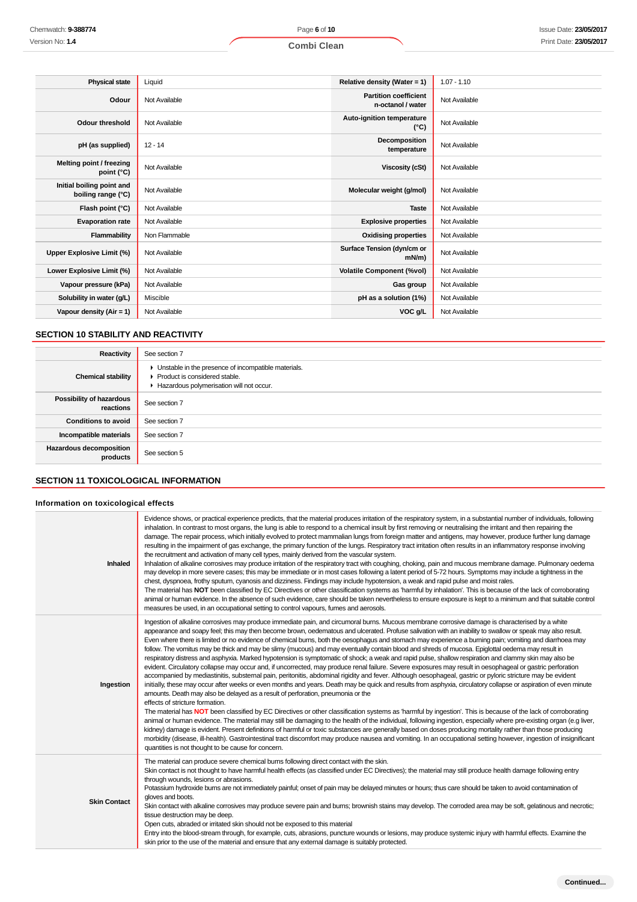| Physical state | Liquid | Relative density (Water = 1) | 1.07 - 1.10 |
|---|---|---|---|
| Odour | Not Available | Partition coefficient n-octanol / water | Not Available |
| Odour threshold | Not Available | Auto-ignition temperature (°C) | Not Available |
| pH (as supplied) | 12 - 14 | Decomposition temperature | Not Available |
| Melting point / freezing point (°C) | Not Available | Viscosity (cSt) | Not Available |
| Initial boiling point and boiling range (°C) | Not Available | Molecular weight (g/mol) | Not Available |
| Flash point (°C) | Not Available | Taste | Not Available |
| Evaporation rate | Not Available | Explosive properties | Not Available |
| Flammability | Non Flammable | Oxidising properties | Not Available |
| Upper Explosive Limit (%) | Not Available | Surface Tension (dyn/cm or mN/m) | Not Available |
| Lower Explosive Limit (%) | Not Available | Volatile Component (%vol) | Not Available |
| Vapour pressure (kPa) | Not Available | Gas group | Not Available |
| Solubility in water (g/L) | Miscible | pH as a solution (1%) | Not Available |
| Vapour density (Air = 1) | Not Available | VOC g/L | Not Available |

## SECTION 10 STABILITY AND REACTIVITY

| | |
|---|---|
| Reactivity | See section 7 |
| Chemical stability | ▸ Unstable in the presence of incompatible materials.<br>▸ Product is considered stable.<br>▸ Hazardous polymerisation will not occur. |
| Possibility of hazardous reactions | See section 7 |
| Conditions to avoid | See section 7 |
| Incompatible materials | See section 7 |
| Hazardous decomposition products | See section 5 |

## SECTION 11 TOXICOLOGICAL INFORMATION

### Information on toxicological effects

| | |
|---|---|
| Inhaled | Evidence shows, or practical experience predicts, that the material produces irritation of the respiratory system, in a substantial number of individuals, following inhalation. In contrast to most organs, the lung is able to respond to a chemical insult by first removing or neutralising the irritant and then repairing the damage. The repair process, which initially evolved to protect mammalian lungs from foreign matter and antigens, may however, produce further lung damage resulting in the impairment of gas exchange, the primary function of the lungs. Respiratory tract irritation often results in an inflammatory response involving the recruitment and activation of many cell types, mainly derived from the vascular system.<br>Inhalation of alkaline corrosives may produce irritation of the respiratory tract with coughing, choking, pain and mucous membrane damage. Pulmonary oedema may develop in more severe cases; this may be immediate or in most cases following a latent period of 5-72 hours. Symptoms may include a tightness in the chest, dyspnoea, frothy sputum, cyanosis and dizziness. Findings may include hypotension, a weak and rapid pulse and moist rales.<br>The material has **NOT** been classified by EC Directives or other classification systems as 'harmful by inhalation'. This is because of the lack of corroborating animal or human evidence. In the absence of such evidence, care should be taken nevertheless to ensure exposure is kept to a minimum and that suitable control measures be used, in an occupational setting to control vapours, fumes and aerosols. |
| Ingestion | Ingestion of alkaline corrosives may produce immediate pain, and circumoral burns. Mucous membrane corrosive damage is characterised by a white appearance and soapy feel; this may then become brown, oedematous and ulcerated. Profuse salivation with an inability to swallow or speak may also result. Even where there is limited or no evidence of chemical burns, both the oesophagus and stomach may experience a burning pain; vomiting and diarrhoea may follow. The vomitus may be thick and may be slimy (mucous) and may eventually contain blood and shreds of mucosa. Epiglottal oedema may result in respiratory distress and asphyxia. Marked hypotension is symptomatic of shock; a weak and rapid pulse, shallow respiration and clammy skin may also be evident. Circulatory collapse may occur and, if uncorrected, may produce renal failure. Severe exposures may result in oesophageal or gastric perforation accompanied by mediastinitis, substernal pain, peritonitis, abdominal rigidity and fever. Although oesophageal, gastric or pyloric stricture may be evident initially, these may occur after weeks or even months and years. Death may be quick and results from asphyxia, circulatory collapse or aspiration of even minute amounts. Death may also be delayed as a result of perforation, pneumonia or the<br>effects of stricture formation.<br>The material has **NOT** been classified by EC Directives or other classification systems as 'harmful by ingestion'. This is because of the lack of corroborating animal or human evidence. The material may still be damaging to the health of the individual, following ingestion, especially where pre-existing organ (e.g liver, kidney) damage is evident. Present definitions of harmful or toxic substances are generally based on doses producing mortality rather than those producing morbidity (disease, ill-health). Gastrointestinal tract discomfort may produce nausea and vomiting. In an occupational setting however, ingestion of insignificant quantities is not thought to be cause for concern. |
| Skin Contact | The material can produce severe chemical burns following direct contact with the skin.<br>Skin contact is not thought to have harmful health effects (as classified under EC Directives); the material may still produce health damage following entry through wounds, lesions or abrasions.<br>Potassium hydroxide burns are not immediately painful; onset of pain may be delayed minutes or hours; thus care should be taken to avoid contamination of gloves and boots.<br>Skin contact with alkaline corrosives may produce severe pain and burns; brownish stains may develop. The corroded area may be soft, gelatinous and necrotic; tissue destruction may be deep.<br>Open cuts, abraded or irritated skin should not be exposed to this material<br>Entry into the blood-stream through, for example, cuts, abrasions, puncture wounds or lesions, may produce systemic injury with harmful effects. Examine the skin prior to the use of the material and ensure that any external damage is suitably protected. |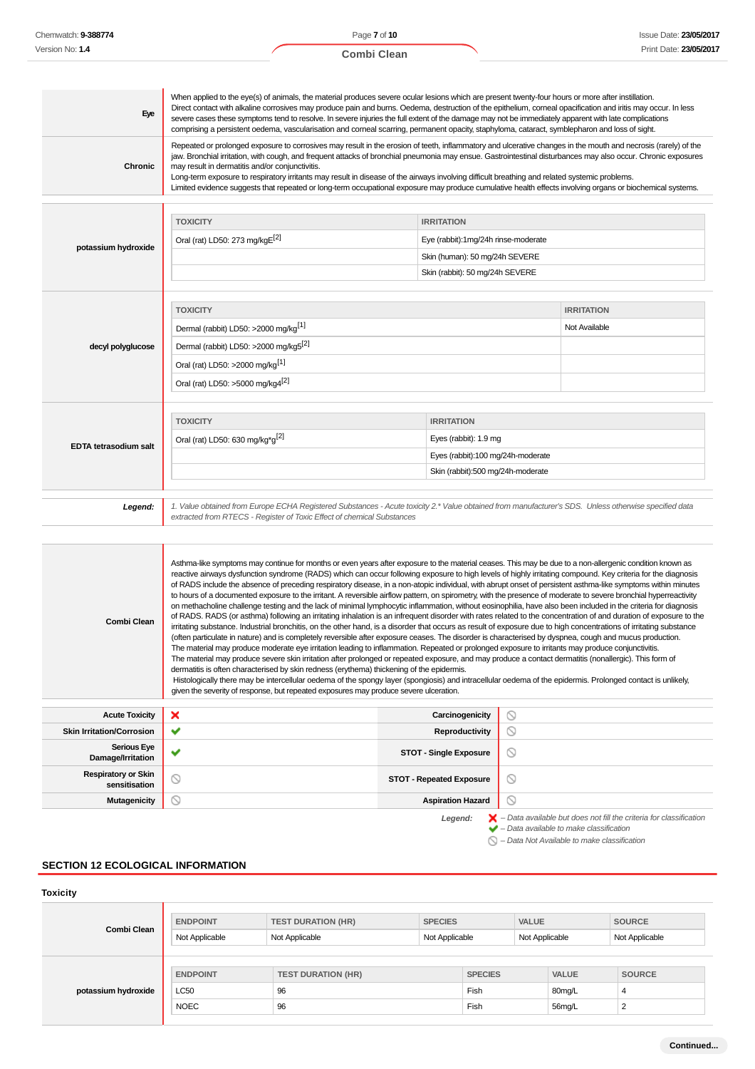| | |
|---|---|
| **Eye** | When applied to the eye(s) of animals, the material produces severe ocular lesions which are present twenty-four hours or more after instillation. Direct contact with alkaline corrosives may produce pain and burns. Oedema, destruction of the epithelium, corneal opacification and iritis may occur. In less severe cases these symptoms tend to resolve. In severe injuries the full extent of the damage may not be immediately apparent with late complications comprising a persistent oedema, vascularisation and corneal scarring, permanent opacity, staphyloma, cataract, symblepharon and loss of sight. |
| **Chronic** | Repeated or prolonged exposure to corrosives may result in the erosion of teeth, inflammatory and ulcerative changes in the mouth and necrosis (rarely) of the jaw. Bronchial irritation, with cough, and frequent attacks of bronchial pneumonia may ensue. Gastrointestinal disturbances may also occur. Chronic exposures may result in dermatitis and/or conjunctivitis. Long-term exposure to respiratory irritants may result in disease of the airways involving difficult breathing and related systemic problems. Limited evidence suggests that repeated or long-term occupational exposure may produce cumulative health effects involving organs or biochemical systems. |

**potassium hydroxide**

| TOXICITY | IRRITATION |
|---|---|
| Oral (rat) LD50: 273 mg/kgE[2] | Eye (rabbit):1mg/24h rinse-moderate |
| | Skin (human): 50 mg/24h SEVERE |
| | Skin (rabbit): 50 mg/24h SEVERE |

**decyl polyglucose**

| TOXICITY | IRRITATION |
|---|---|
| Dermal (rabbit) LD50: >2000 mg/kg[1] | Not Available |
| Dermal (rabbit) LD50: >2000 mg/kg5[2] | |
| Oral (rat) LD50: >2000 mg/kg[1] | |
| Oral (rat) LD50: >5000 mg/kg4[2] | |

**EDTA tetrasodium salt**

| TOXICITY | IRRITATION |
|---|---|
| Oral (rat) LD50: 630 mg/kg*g[2] | Eyes (rabbit): 1.9 mg |
| | Eyes (rabbit):100 mg/24h-moderate |
| | Skin (rabbit):500 mg/24h-moderate |

***Legend:*** *1. Value obtained from Europe ECHA Registered Substances - Acute toxicity 2.* Value obtained from manufacturer's SDS. Unless otherwise specified data extracted from RTECS - Register of Toxic Effect of chemical Substances*

**Combi Clean**

Asthma-like symptoms may continue for months or even years after exposure to the material ceases. This may be due to a non-allergenic condition known as reactive airways dysfunction syndrome (RADS) which can occur following exposure to high levels of highly irritating compound. Key criteria for the diagnosis of RADS include the absence of preceding respiratory disease, in a non-atopic individual, with abrupt onset of persistent asthma-like symptoms within minutes to hours of a documented exposure to the irritant. A reversible airflow pattern, on spirometry, with the presence of moderate to severe bronchial hyperreactivity on methacholine challenge testing and the lack of minimal lymphocytic inflammation, without eosinophilia, have also been included in the criteria for diagnosis of RADS. RADS (or asthma) following an irritating inhalation is an infrequent disorder with rates related to the concentration of and duration of exposure to the irritating substance. Industrial bronchitis, on the other hand, is a disorder that occurs as result of exposure due to high concentrations of irritating substance (often particulate in nature) and is completely reversible after exposure ceases. The disorder is characterised by dyspnea, cough and mucus production.
The material may produce moderate eye irritation leading to inflammation. Repeated or prolonged exposure to irritants may produce conjunctivitis.
The material may produce severe skin irritation after prolonged or repeated exposure, and may produce a contact dermatitis (nonallergic). This form of dermatitis is often characterised by skin redness (erythema) thickening of the epidermis.
Histologically there may be intercellular oedema of the spongy layer (spongiosis) and intracellular oedema of the epidermis. Prolonged contact is unlikely, given the severity of response, but repeated exposures may produce severe ulceration.

| | | | |
|---|---|---|---|
| **Acute Toxicity** | ✘ | **Carcinogenicity** | ⃠ |
| **Skin Irritation/Corrosion** | ✔ | **Reproductivity** | ⃠ |
| **Serious Eye Damage/Irritation** | ✔ | **STOT - Single Exposure** | ⃠ |
| **Respiratory or Skin sensitisation** | ⃠ | **STOT - Repeated Exposure** | ⃠ |
| **Mutagenicity** | ⃠ | **Aspiration Hazard** | ⃠ |

***Legend:***
✘ *– Data available but does not fill the criteria for classification*
✔ *– Data available to make classification*
⃠ *– Data Not Available to make classification*

## SECTION 12 ECOLOGICAL INFORMATION

### Toxicity

**Combi Clean**

| ENDPOINT | TEST DURATION (HR) | SPECIES | VALUE | SOURCE |
|---|---|---|---|---|
| Not Applicable | Not Applicable | Not Applicable | Not Applicable | Not Applicable |

**potassium hydroxide**

| ENDPOINT | TEST DURATION (HR) | SPECIES | VALUE | SOURCE |
|---|---|---|---|---|
| LC50 | 96 | Fish | 80mg/L | 4 |
| NOEC | 96 | Fish | 56mg/L | 2 |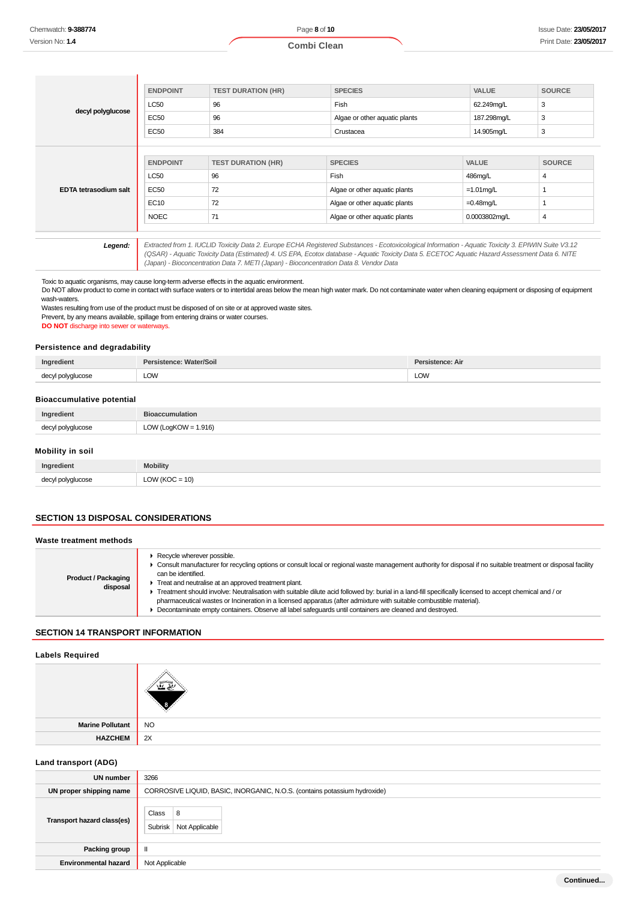**decyl polyglucose**

| ENDPOINT | TEST DURATION (HR) | SPECIES | VALUE | SOURCE |
|---|---|---|---|---|
| LC50 | 96 | Fish | 62.249mg/L | 3 |
| EC50 | 96 | Algae or other aquatic plants | 187.298mg/L | 3 |
| EC50 | 384 | Crustacea | 14.905mg/L | 3 |

**EDTA tetrasodium salt**

| ENDPOINT | TEST DURATION (HR) | SPECIES | VALUE | SOURCE |
|---|---|---|---|---|
| LC50 | 96 | Fish | 486mg/L | 4 |
| EC50 | 72 | Algae or other aquatic plants | =1.01mg/L | 1 |
| EC10 | 72 | Algae or other aquatic plants | =0.48mg/L | 1 |
| NOEC | 71 | Algae or other aquatic plants | 0.0003802mg/L | 4 |

***Legend:*** *Extracted from 1. IUCLID Toxicity Data 2. Europe ECHA Registered Substances - Ecotoxicological Information - Aquatic Toxicity 3. EPIWIN Suite V3.12 (QSAR) - Aquatic Toxicity Data (Estimated) 4. US EPA, Ecotox database - Aquatic Toxicity Data 5. ECETOC Aquatic Hazard Assessment Data 6. NITE (Japan) - Bioconcentration Data 7. METI (Japan) - Bioconcentration Data 8. Vendor Data*

Toxic to aquatic organisms, may cause long-term adverse effects in the aquatic environment.
Do NOT allow product to come in contact with surface waters or to intertidal areas below the mean high water mark. Do not contaminate water when cleaning equipment or disposing of equipment wash-waters.
Wastes resulting from use of the product must be disposed of on site or at approved waste sites.
Prevent, by any means available, spillage from entering drains or water courses.
**DO NOT** discharge into sewer or waterways.

### Persistence and degradability

| Ingredient | Persistence: Water/Soil | Persistence: Air |
|---|---|---|
| decyl polyglucose | LOW | LOW |

### Bioaccumulative potential

| Ingredient | Bioaccumulation |
|---|---|
| decyl polyglucose | LOW (LogKOW = 1.916) |

### Mobility in soil

| Ingredient | Mobility |
|---|---|
| decyl polyglucose | LOW (KOC = 10) |

## SECTION 13 DISPOSAL CONSIDERATIONS

### Waste treatment methods

**Product / Packaging disposal**

- Recycle wherever possible.
- Consult manufacturer for recycling options or consult local or regional waste management authority for disposal if no suitable treatment or disposal facility can be identified.
- Treat and neutralise at an approved treatment plant.
- Treatment should involve: Neutralisation with suitable dilute acid followed by: burial in a land-fill specifically licensed to accept chemical and / or pharmaceutical wastes or Incineration in a licensed apparatus (after admixture with suitable combustible material).
- Decontaminate empty containers. Observe all label safeguards until containers are cleaned and destroyed.

## SECTION 14 TRANSPORT INFORMATION

### Labels Required

| | |
|---|---|
| Marine Pollutant | NO |
| HAZCHEM | 2X |

### Land transport (ADG)

| | |
|---|---|
| UN number | 3266 |
| UN proper shipping name | CORROSIVE LIQUID, BASIC, INORGANIC, N.O.S. (contains potassium hydroxide) |
| Transport hazard class(es) | Class: 8; Subrisk: Not Applicable |
| Packing group | II |
| Environmental hazard | Not Applicable |

Continued...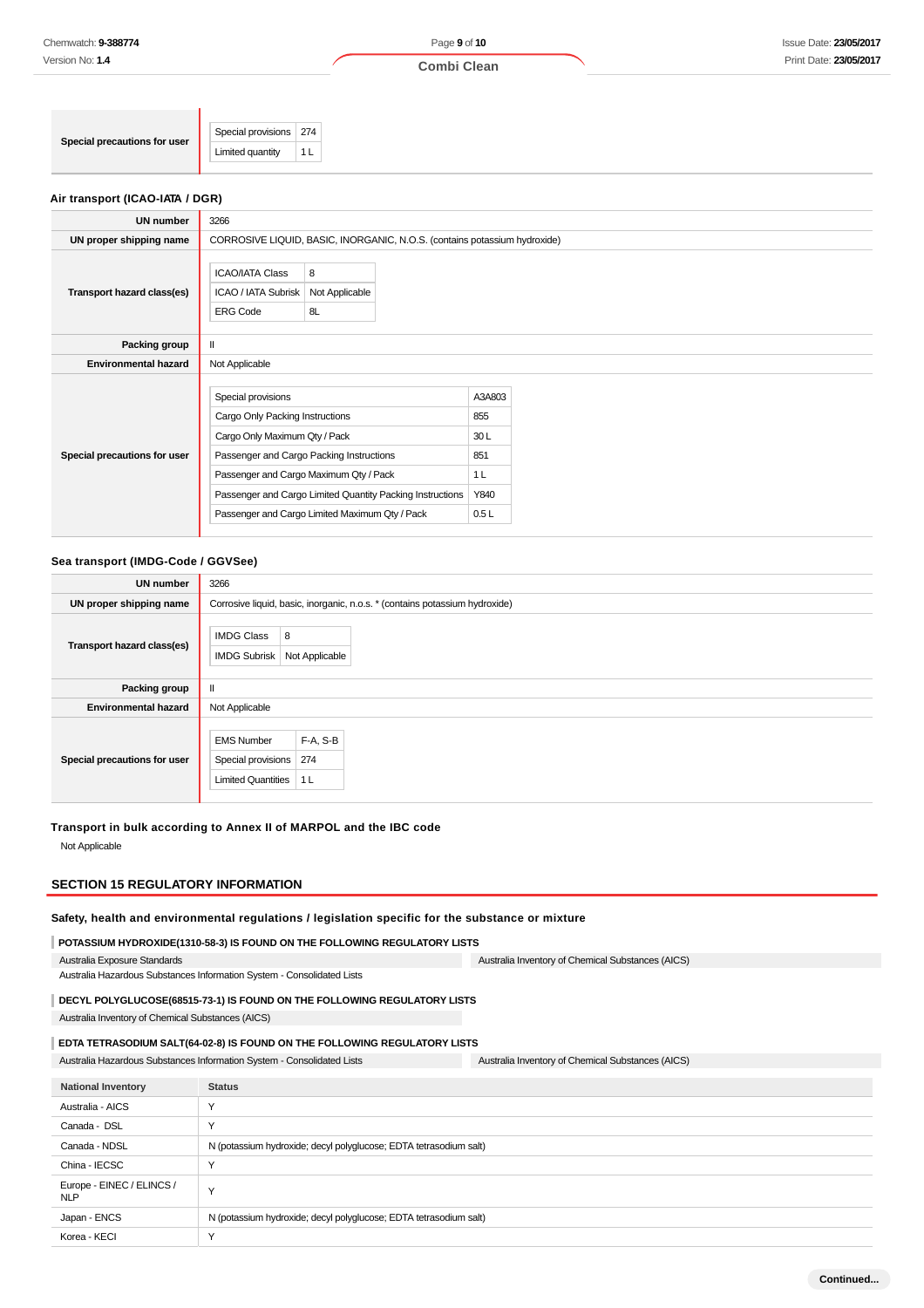| Special precautions for user | |
|---|---|
| | Special provisions: 274<br>Limited quantity: 1 L |

### Air transport (ICAO-IATA / DGR)

| | |
|---|---|
| **UN number** | 3266 |
| **UN proper shipping name** | CORROSIVE LIQUID, BASIC, INORGANIC, N.O.S. (contains potassium hydroxide) |
| **Transport hazard class(es)** | ICAO/IATA Class: 8<br>ICAO / IATA Subrisk: Not Applicable<br>ERG Code: 8L |
| **Packing group** | II |
| **Environmental hazard** | Not Applicable |
| **Special precautions for user** | Special provisions: A3A803<br>Cargo Only Packing Instructions: 855<br>Cargo Only Maximum Qty / Pack: 30 L<br>Passenger and Cargo Packing Instructions: 851<br>Passenger and Cargo Maximum Qty / Pack: 1 L<br>Passenger and Cargo Limited Quantity Packing Instructions: Y840<br>Passenger and Cargo Limited Maximum Qty / Pack: 0.5 L |

### Sea transport (IMDG-Code / GGVSee)

| | |
|---|---|
| **UN number** | 3266 |
| **UN proper shipping name** | Corrosive liquid, basic, inorganic, n.o.s. * (contains potassium hydroxide) |
| **Transport hazard class(es)** | IMDG Class: 8<br>IMDG Subrisk: Not Applicable |
| **Packing group** | II |
| **Environmental hazard** | Not Applicable |
| **Special precautions for user** | EMS Number: F-A, S-B<br>Special provisions: 274<br>Limited Quantities: 1 L |

### Transport in bulk according to Annex II of MARPOL and the IBC code

Not Applicable

## SECTION 15 REGULATORY INFORMATION

### Safety, health and environmental regulations / legislation specific for the substance or mixture

**POTASSIUM HYDROXIDE(1310-58-3) IS FOUND ON THE FOLLOWING REGULATORY LISTS**

Australia Exposure Standards
Australia Hazardous Substances Information System - Consolidated Lists
Australia Inventory of Chemical Substances (AICS)

**DECYL POLYGLUCOSE(68515-73-1) IS FOUND ON THE FOLLOWING REGULATORY LISTS**

Australia Inventory of Chemical Substances (AICS)

**EDTA TETRASODIUM SALT(64-02-8) IS FOUND ON THE FOLLOWING REGULATORY LISTS**

Australia Hazardous Substances Information System - Consolidated Lists
Australia Inventory of Chemical Substances (AICS)

| National Inventory | Status |
|---|---|
| Australia - AICS | Y |
| Canada - DSL | Y |
| Canada - NDSL | N (potassium hydroxide; decyl polyglucose; EDTA tetrasodium salt) |
| China - IECSC | Y |
| Europe - EINEC / ELINCS / NLP | Y |
| Japan - ENCS | N (potassium hydroxide; decyl polyglucose; EDTA tetrasodium salt) |
| Korea - KECI | Y |

Continued...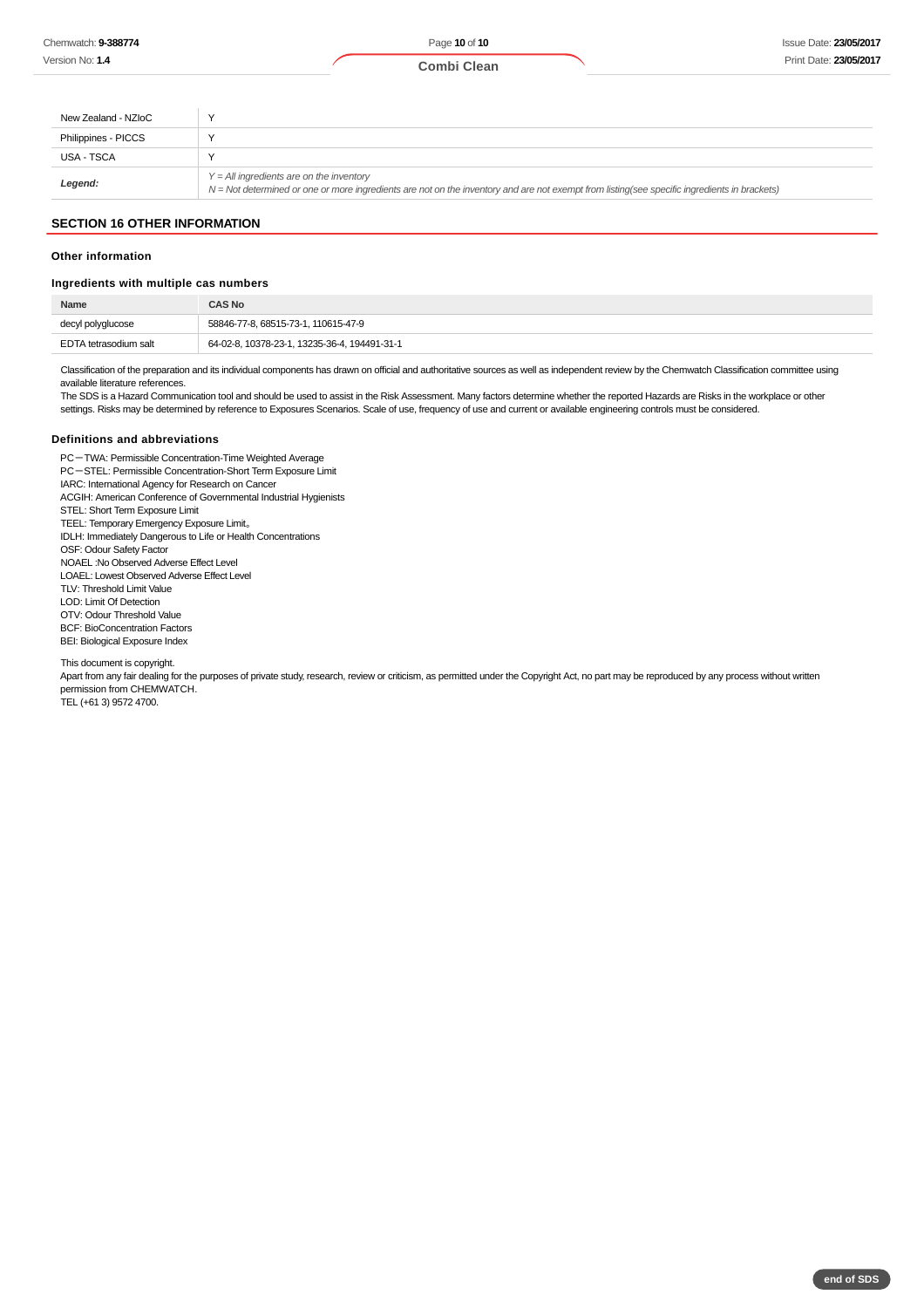| | |
|---|---|
| New Zealand - NZIoC | Y |
| Philippines - PICCS | Y |
| USA - TSCA | Y |
| ***Legend:*** | *Y = All ingredients are on the inventory*<br>*N = Not determined or one or more ingredients are not on the inventory and are not exempt from listing(see specific ingredients in brackets)* |

## SECTION 16 OTHER INFORMATION

### Other information

### Ingredients with multiple cas numbers

| Name | CAS No |
|---|---|
| decyl polyglucose | 58846-77-8, 68515-73-1, 110615-47-9 |
| EDTA tetrasodium salt | 64-02-8, 10378-23-1, 13235-36-4, 194491-31-1 |

Classification of the preparation and its individual components has drawn on official and authoritative sources as well as independent review by the Chemwatch Classification committee using available literature references.

The SDS is a Hazard Communication tool and should be used to assist in the Risk Assessment. Many factors determine whether the reported Hazards are Risks in the workplace or other settings. Risks may be determined by reference to Exposures Scenarios. Scale of use, frequency of use and current or available engineering controls must be considered.

### Definitions and abbreviations

PC－TWA: Permissible Concentration-Time Weighted Average
PC－STEL: Permissible Concentration-Short Term Exposure Limit
IARC: International Agency for Research on Cancer
ACGIH: American Conference of Governmental Industrial Hygienists
STEL: Short Term Exposure Limit
TEEL: Temporary Emergency Exposure Limit。
IDLH: Immediately Dangerous to Life or Health Concentrations
OSF: Odour Safety Factor
NOAEL :No Observed Adverse Effect Level
LOAEL: Lowest Observed Adverse Effect Level
TLV: Threshold Limit Value
LOD: Limit Of Detection
OTV: Odour Threshold Value
BCF: BioConcentration Factors
BEI: Biological Exposure Index

This document is copyright.
Apart from any fair dealing for the purposes of private study, research, review or criticism, as permitted under the Copyright Act, no part may be reproduced by any process without written permission from CHEMWATCH.
TEL (+61 3) 9572 4700.

**end of SDS**